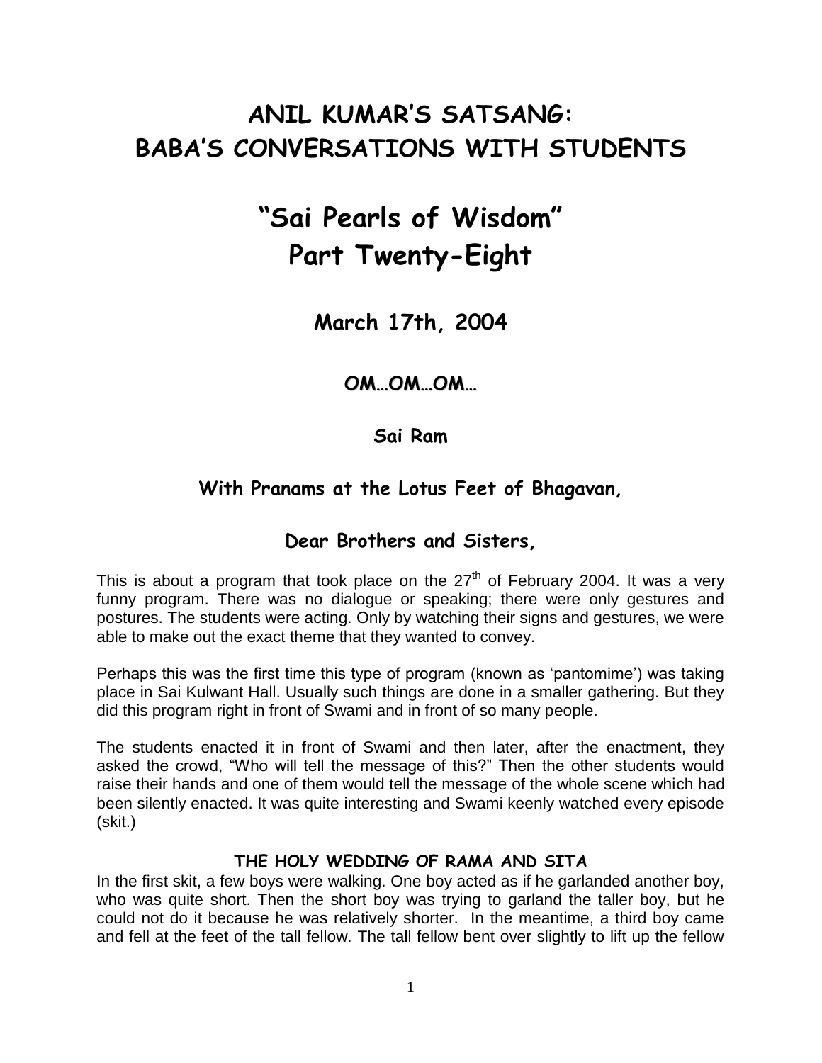# ANIL KUMAR'S SATSANG: BABA'S CONVERSATIONS WITH STUDENTS

# "Sai Pearls of Wisdom" Part Twenty-Eight

## March 17th, 2004

### OM…OM…OM…

### Sai Ram

### With Pranams at the Lotus Feet of Bhagavan,

### Dear Brothers and Sisters,

This is about a program that took place on the 27th of February 2004. It was a very funny program. There was no dialogue or speaking; there were only gestures and postures. The students were acting. Only by watching their signs and gestures, we were able to make out the exact theme that they wanted to convey.

Perhaps this was the first time this type of program (known as 'pantomime') was taking place in Sai Kulwant Hall. Usually such things are done in a smaller gathering. But they did this program right in front of Swami and in front of so many people.

The students enacted it in front of Swami and then later, after the enactment, they asked the crowd, "Who will tell the message of this?" Then the other students would raise their hands and one of them would tell the message of the whole scene which had been silently enacted. It was quite interesting and Swami keenly watched every episode (skit.)

#### THE HOLY WEDDING OF RAMA AND SITA

In the first skit, a few boys were walking. One boy acted as if he garlanded another boy, who was quite short. Then the short boy was trying to garland the taller boy, but he could not do it because he was relatively shorter. In the meantime, a third boy came and fell at the feet of the tall fellow. The tall fellow bent over slightly to lift up the fellow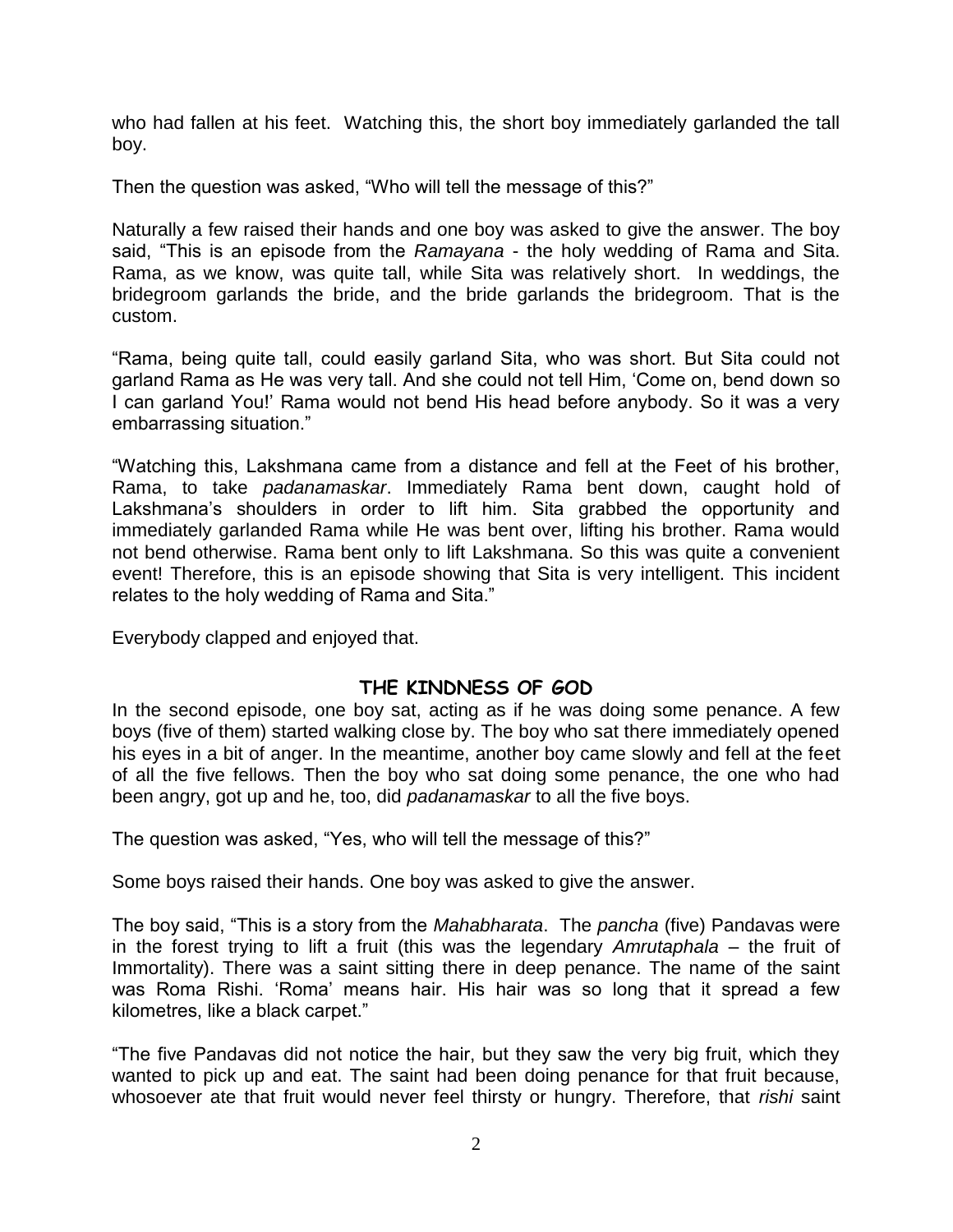who had fallen at his feet. Watching this, the short boy immediately garlanded the tall boy.

Then the question was asked, “Who will tell the message of this?”

Naturally a few raised their hands and one boy was asked to give the answer. The boy said, “This is an episode from the *Ramayana* - the holy wedding of Rama and Sita. Rama, as we know, was quite tall, while Sita was relatively short. In weddings, the bridegroom garlands the bride, and the bride garlands the bridegroom. That is the custom.

“Rama, being quite tall, could easily garland Sita, who was short. But Sita could not garland Rama as He was very tall. And she could not tell Him, ‘Come on, bend down so I can garland You!’ Rama would not bend His head before anybody. So it was a very embarrassing situation.”

“Watching this, Lakshmana came from a distance and fell at the Feet of his brother, Rama, to take *padanamaskar*. Immediately Rama bent down, caught hold of Lakshmana’s shoulders in order to lift him. Sita grabbed the opportunity and immediately garlanded Rama while He was bent over, lifting his brother. Rama would not bend otherwise. Rama bent only to lift Lakshmana. So this was quite a convenient event! Therefore, this is an episode showing that Sita is very intelligent. This incident relates to the holy wedding of Rama and Sita.”

Everybody clapped and enjoyed that.

## THE KINDNESS OF GOD

In the second episode, one boy sat, acting as if he was doing some penance. A few boys (five of them) started walking close by. The boy who sat there immediately opened his eyes in a bit of anger. In the meantime, another boy came slowly and fell at the feet of all the five fellows. Then the boy who sat doing some penance, the one who had been angry, got up and he, too, did *padanamaskar* to all the five boys.

The question was asked, “Yes, who will tell the message of this?”

Some boys raised their hands. One boy was asked to give the answer.

The boy said, “This is a story from the *Mahabharata*. The *pancha* (five) Pandavas were in the forest trying to lift a fruit (this was the legendary *Amrutaphala* – the fruit of Immortality). There was a saint sitting there in deep penance. The name of the saint was Roma Rishi. ‘Roma’ means hair. His hair was so long that it spread a few kilometres, like a black carpet.”

“The five Pandavas did not notice the hair, but they saw the very big fruit, which they wanted to pick up and eat. The saint had been doing penance for that fruit because, whosoever ate that fruit would never feel thirsty or hungry. Therefore, that *rishi* saint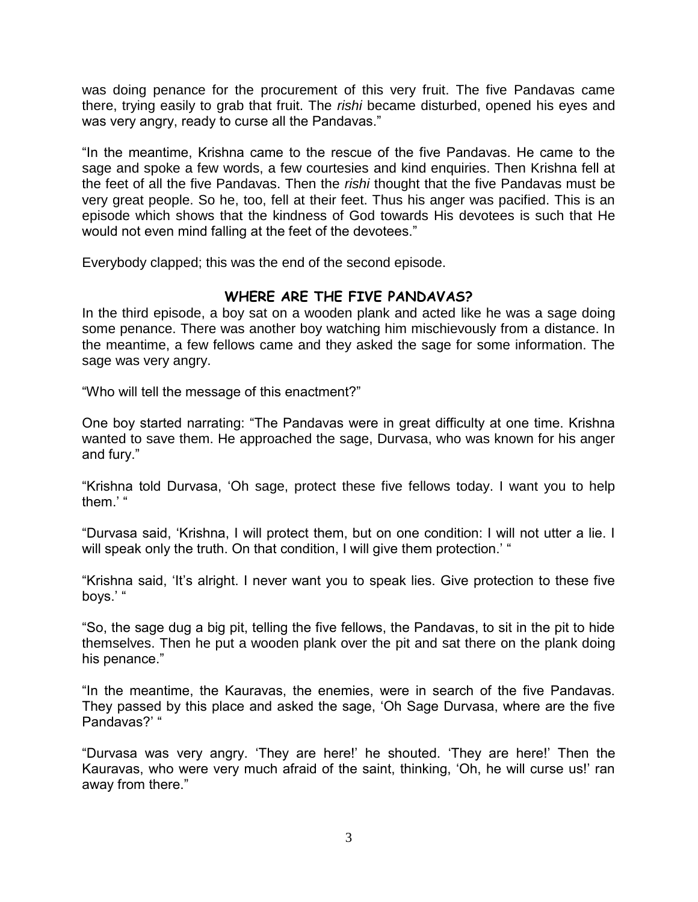was doing penance for the procurement of this very fruit. The five Pandavas came there, trying easily to grab that fruit. The *rishi* became disturbed, opened his eyes and was very angry, ready to curse all the Pandavas."

"In the meantime, Krishna came to the rescue of the five Pandavas. He came to the sage and spoke a few words, a few courtesies and kind enquiries. Then Krishna fell at the feet of all the five Pandavas. Then the *rishi* thought that the five Pandavas must be very great people. So he, too, fell at their feet. Thus his anger was pacified. This is an episode which shows that the kindness of God towards His devotees is such that He would not even mind falling at the feet of the devotees."

Everybody clapped; this was the end of the second episode.

## WHERE ARE THE FIVE PANDAVAS?

In the third episode, a boy sat on a wooden plank and acted like he was a sage doing some penance. There was another boy watching him mischievously from a distance. In the meantime, a few fellows came and they asked the sage for some information. The sage was very angry.

"Who will tell the message of this enactment?"

One boy started narrating: "The Pandavas were in great difficulty at one time. Krishna wanted to save them. He approached the sage, Durvasa, who was known for his anger and fury."

"Krishna told Durvasa, 'Oh sage, protect these five fellows today. I want you to help them.' "

"Durvasa said, 'Krishna, I will protect them, but on one condition: I will not utter a lie. I will speak only the truth. On that condition, I will give them protection.' "

"Krishna said, 'It's alright. I never want you to speak lies. Give protection to these five boys.' "

"So, the sage dug a big pit, telling the five fellows, the Pandavas, to sit in the pit to hide themselves. Then he put a wooden plank over the pit and sat there on the plank doing his penance."

"In the meantime, the Kauravas, the enemies, were in search of the five Pandavas. They passed by this place and asked the sage, 'Oh Sage Durvasa, where are the five Pandavas?' "

"Durvasa was very angry. 'They are here!' he shouted. 'They are here!' Then the Kauravas, who were very much afraid of the saint, thinking, 'Oh, he will curse us!' ran away from there."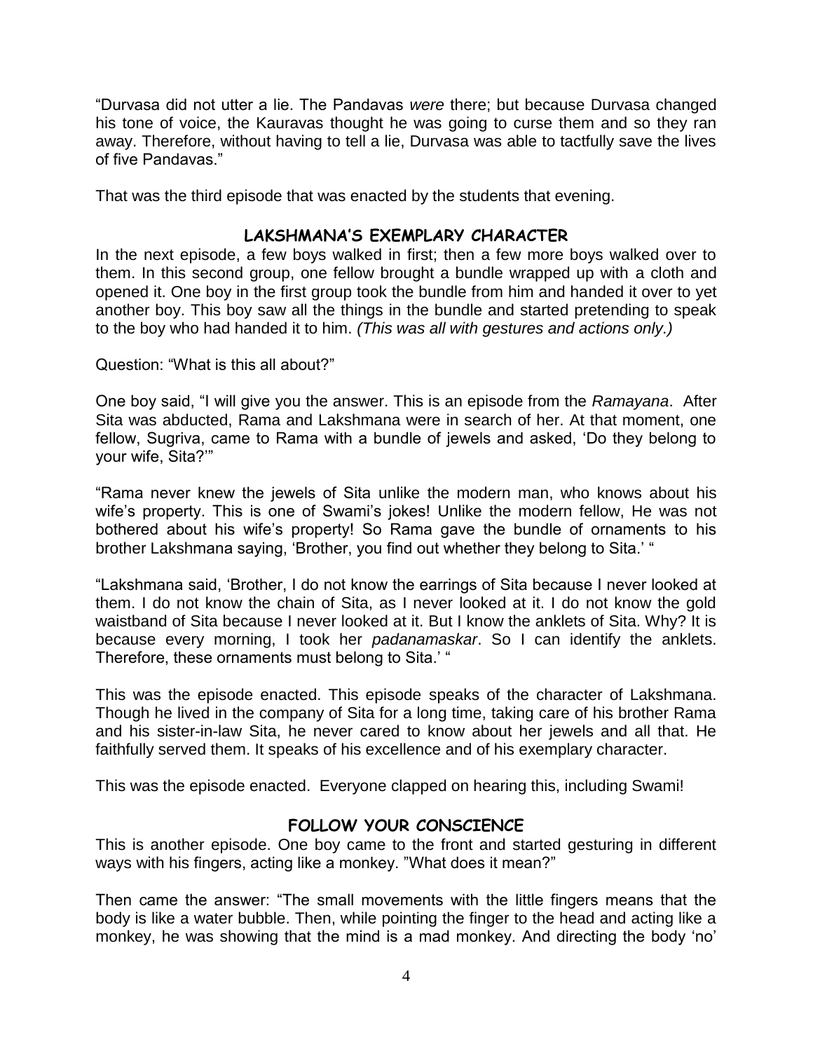"Durvasa did not utter a lie. The Pandavas *were* there; but because Durvasa changed his tone of voice, the Kauravas thought he was going to curse them and so they ran away. Therefore, without having to tell a lie, Durvasa was able to tactfully save the lives of five Pandavas."

That was the third episode that was enacted by the students that evening.

## LAKSHMANA'S EXEMPLARY CHARACTER

In the next episode, a few boys walked in first; then a few more boys walked over to them. In this second group, one fellow brought a bundle wrapped up with a cloth and opened it. One boy in the first group took the bundle from him and handed it over to yet another boy. This boy saw all the things in the bundle and started pretending to speak to the boy who had handed it to him. *(This was all with gestures and actions only.)*

Question: "What is this all about?"

One boy said, "I will give you the answer. This is an episode from the *Ramayana*. After Sita was abducted, Rama and Lakshmana were in search of her. At that moment, one fellow, Sugriva, came to Rama with a bundle of jewels and asked, 'Do they belong to your wife, Sita?'"

"Rama never knew the jewels of Sita unlike the modern man, who knows about his wife's property. This is one of Swami's jokes! Unlike the modern fellow, He was not bothered about his wife's property! So Rama gave the bundle of ornaments to his brother Lakshmana saying, 'Brother, you find out whether they belong to Sita.' "

"Lakshmana said, 'Brother, I do not know the earrings of Sita because I never looked at them. I do not know the chain of Sita, as I never looked at it. I do not know the gold waistband of Sita because I never looked at it. But I know the anklets of Sita. Why? It is because every morning, I took her *padanamaskar*. So I can identify the anklets. Therefore, these ornaments must belong to Sita.' "

This was the episode enacted. This episode speaks of the character of Lakshmana. Though he lived in the company of Sita for a long time, taking care of his brother Rama and his sister-in-law Sita, he never cared to know about her jewels and all that. He faithfully served them. It speaks of his excellence and of his exemplary character.

This was the episode enacted. Everyone clapped on hearing this, including Swami!

## FOLLOW YOUR CONSCIENCE

This is another episode. One boy came to the front and started gesturing in different ways with his fingers, acting like a monkey. "What does it mean?"

Then came the answer: "The small movements with the little fingers means that the body is like a water bubble. Then, while pointing the finger to the head and acting like a monkey, he was showing that the mind is a mad monkey. And directing the body 'no'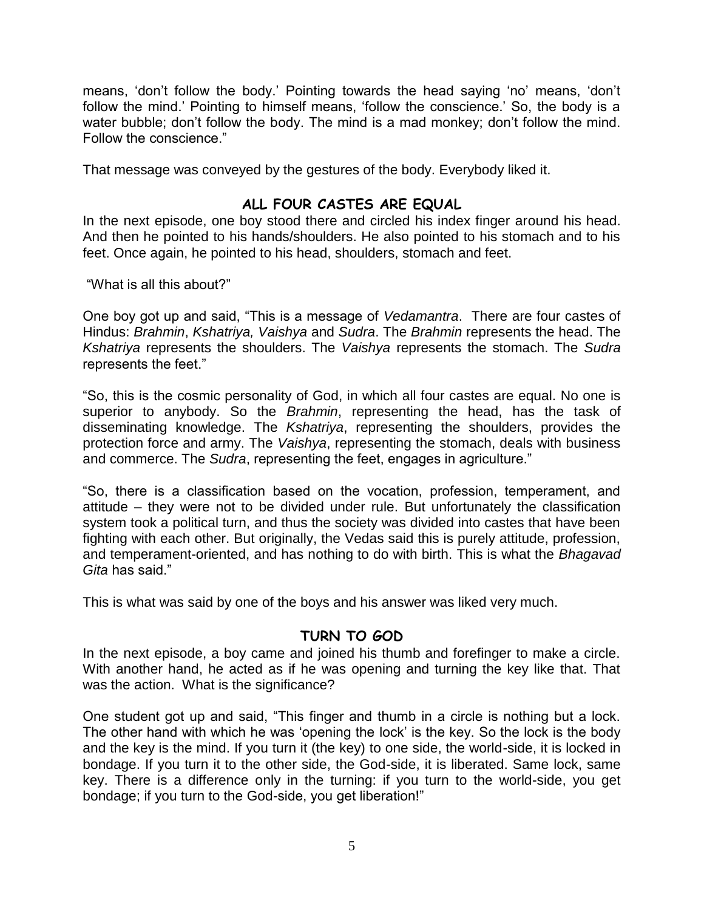means, 'don't follow the body.' Pointing towards the head saying 'no' means, 'don't follow the mind.' Pointing to himself means, 'follow the conscience.' So, the body is a water bubble; don't follow the body. The mind is a mad monkey; don't follow the mind. Follow the conscience."

That message was conveyed by the gestures of the body. Everybody liked it.

## ALL FOUR CASTES ARE EQUAL

In the next episode, one boy stood there and circled his index finger around his head. And then he pointed to his hands/shoulders. He also pointed to his stomach and to his feet. Once again, he pointed to his head, shoulders, stomach and feet.

"What is all this about?"

One boy got up and said, "This is a message of *Vedamantra*. There are four castes of Hindus: *Brahmin*, *Kshatriya, Vaishya* and *Sudra*. The *Brahmin* represents the head. The *Kshatriya* represents the shoulders. The *Vaishya* represents the stomach. The *Sudra* represents the feet."

"So, this is the cosmic personality of God, in which all four castes are equal. No one is superior to anybody. So the *Brahmin*, representing the head, has the task of disseminating knowledge. The *Kshatriya*, representing the shoulders, provides the protection force and army. The *Vaishya*, representing the stomach, deals with business and commerce. The *Sudra*, representing the feet, engages in agriculture."

"So, there is a classification based on the vocation, profession, temperament, and attitude – they were not to be divided under rule. But unfortunately the classification system took a political turn, and thus the society was divided into castes that have been fighting with each other. But originally, the Vedas said this is purely attitude, profession, and temperament-oriented, and has nothing to do with birth. This is what the *Bhagavad Gita* has said."

This is what was said by one of the boys and his answer was liked very much.

## TURN TO GOD

In the next episode, a boy came and joined his thumb and forefinger to make a circle. With another hand, he acted as if he was opening and turning the key like that. That was the action. What is the significance?

One student got up and said, "This finger and thumb in a circle is nothing but a lock. The other hand with which he was 'opening the lock' is the key. So the lock is the body and the key is the mind. If you turn it (the key) to one side, the world-side, it is locked in bondage. If you turn it to the other side, the God-side, it is liberated. Same lock, same key. There is a difference only in the turning: if you turn to the world-side, you get bondage; if you turn to the God-side, you get liberation!"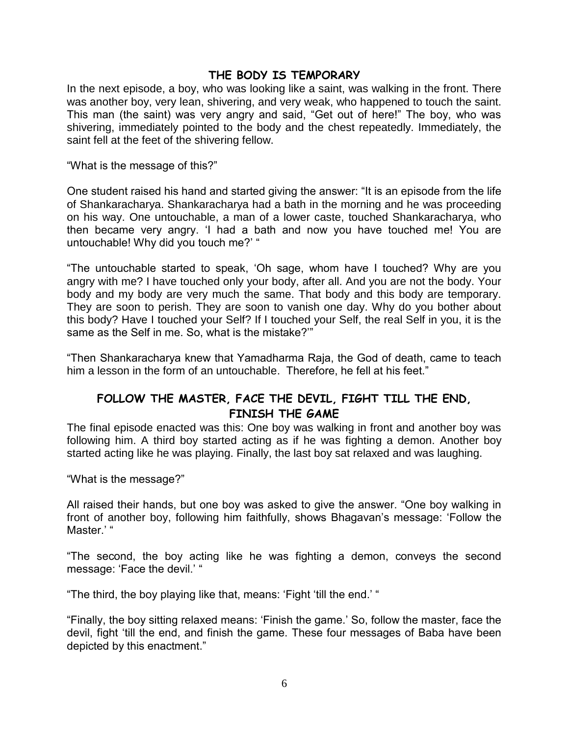## THE BODY IS TEMPORARY

In the next episode, a boy, who was looking like a saint, was walking in the front. There was another boy, very lean, shivering, and very weak, who happened to touch the saint. This man (the saint) was very angry and said, "Get out of here!" The boy, who was shivering, immediately pointed to the body and the chest repeatedly. Immediately, the saint fell at the feet of the shivering fellow.

"What is the message of this?"

One student raised his hand and started giving the answer: "It is an episode from the life of Shankaracharya. Shankaracharya had a bath in the morning and he was proceeding on his way. One untouchable, a man of a lower caste, touched Shankaracharya, who then became very angry. 'I had a bath and now you have touched me! You are untouchable! Why did you touch me?' "

"The untouchable started to speak, 'Oh sage, whom have I touched? Why are you angry with me? I have touched only your body, after all. And you are not the body. Your body and my body are very much the same. That body and this body are temporary. They are soon to perish. They are soon to vanish one day. Why do you bother about this body? Have I touched your Self? If I touched your Self, the real Self in you, it is the same as the Self in me. So, what is the mistake?'"

"Then Shankaracharya knew that Yamadharma Raja, the God of death, came to teach him a lesson in the form of an untouchable. Therefore, he fell at his feet."

## FOLLOW THE MASTER, FACE THE DEVIL, FIGHT TILL THE END, FINISH THE GAME

The final episode enacted was this: One boy was walking in front and another boy was following him. A third boy started acting as if he was fighting a demon. Another boy started acting like he was playing. Finally, the last boy sat relaxed and was laughing.

"What is the message?"

All raised their hands, but one boy was asked to give the answer. "One boy walking in front of another boy, following him faithfully, shows Bhagavan's message: 'Follow the Master.' "

"The second, the boy acting like he was fighting a demon, conveys the second message: 'Face the devil.' "

"The third, the boy playing like that, means: 'Fight 'till the end.' "

"Finally, the boy sitting relaxed means: 'Finish the game.' So, follow the master, face the devil, fight 'till the end, and finish the game. These four messages of Baba have been depicted by this enactment."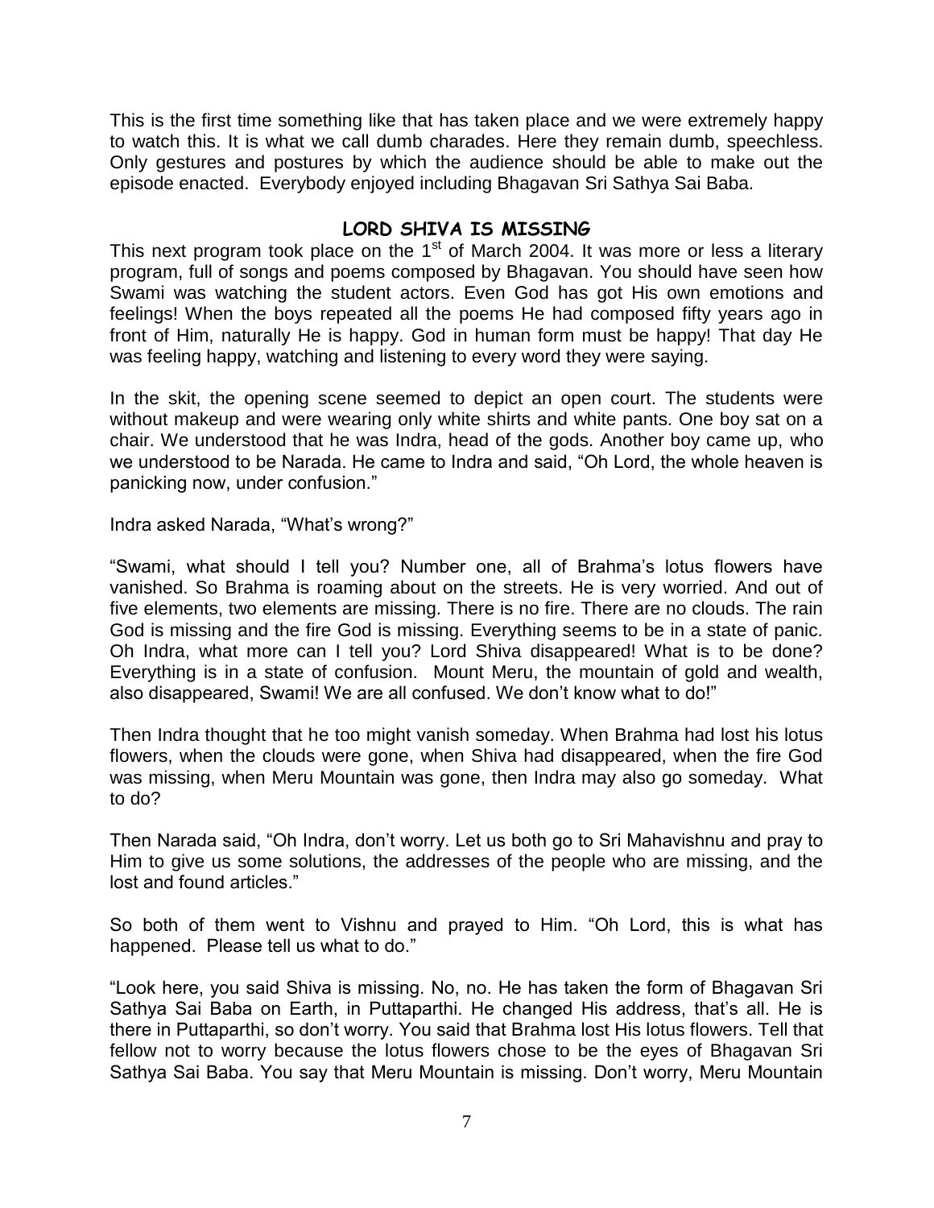This is the first time something like that has taken place and we were extremely happy to watch this. It is what we call dumb charades. Here they remain dumb, speechless. Only gestures and postures by which the audience should be able to make out the episode enacted. Everybody enjoyed including Bhagavan Sri Sathya Sai Baba.

## LORD SHIVA IS MISSING

This next program took place on the 1st of March 2004. It was more or less a literary program, full of songs and poems composed by Bhagavan. You should have seen how Swami was watching the student actors. Even God has got His own emotions and feelings! When the boys repeated all the poems He had composed fifty years ago in front of Him, naturally He is happy. God in human form must be happy! That day He was feeling happy, watching and listening to every word they were saying.

In the skit, the opening scene seemed to depict an open court. The students were without makeup and were wearing only white shirts and white pants. One boy sat on a chair. We understood that he was Indra, head of the gods. Another boy came up, who we understood to be Narada. He came to Indra and said, "Oh Lord, the whole heaven is panicking now, under confusion."

Indra asked Narada, "What's wrong?"

"Swami, what should I tell you? Number one, all of Brahma's lotus flowers have vanished. So Brahma is roaming about on the streets. He is very worried. And out of five elements, two elements are missing. There is no fire. There are no clouds. The rain God is missing and the fire God is missing. Everything seems to be in a state of panic. Oh Indra, what more can I tell you? Lord Shiva disappeared! What is to be done? Everything is in a state of confusion. Mount Meru, the mountain of gold and wealth, also disappeared, Swami! We are all confused. We don't know what to do!"

Then Indra thought that he too might vanish someday. When Brahma had lost his lotus flowers, when the clouds were gone, when Shiva had disappeared, when the fire God was missing, when Meru Mountain was gone, then Indra may also go someday. What to do?

Then Narada said, "Oh Indra, don't worry. Let us both go to Sri Mahavishnu and pray to Him to give us some solutions, the addresses of the people who are missing, and the lost and found articles."

So both of them went to Vishnu and prayed to Him. "Oh Lord, this is what has happened. Please tell us what to do."

"Look here, you said Shiva is missing. No, no. He has taken the form of Bhagavan Sri Sathya Sai Baba on Earth, in Puttaparthi. He changed His address, that's all. He is there in Puttaparthi, so don't worry. You said that Brahma lost His lotus flowers. Tell that fellow not to worry because the lotus flowers chose to be the eyes of Bhagavan Sri Sathya Sai Baba. You say that Meru Mountain is missing. Don't worry, Meru Mountain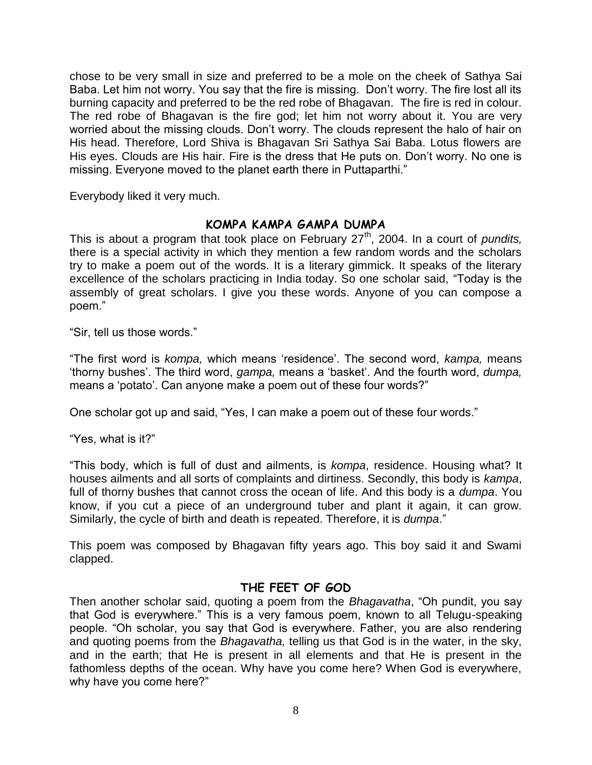chose to be very small in size and preferred to be a mole on the cheek of Sathya Sai Baba. Let him not worry. You say that the fire is missing. Don't worry. The fire lost all its burning capacity and preferred to be the red robe of Bhagavan. The fire is red in colour. The red robe of Bhagavan is the fire god; let him not worry about it. You are very worried about the missing clouds. Don't worry. The clouds represent the halo of hair on His head. Therefore, Lord Shiva is Bhagavan Sri Sathya Sai Baba. Lotus flowers are His eyes. Clouds are His hair. Fire is the dress that He puts on. Don't worry. No one is missing. Everyone moved to the planet earth there in Puttaparthi."

Everybody liked it very much.

## KOMPA KAMPA GAMPA DUMPA

This is about a program that took place on February 27th, 2004. In a court of *pundits,* there is a special activity in which they mention a few random words and the scholars try to make a poem out of the words. It is a literary gimmick. It speaks of the literary excellence of the scholars practicing in India today. So one scholar said, "Today is the assembly of great scholars. I give you these words. Anyone of you can compose a poem."

"Sir, tell us those words."

"The first word is *kompa,* which means 'residence'. The second word, *kampa,* means 'thorny bushes'. The third word, *gampa,* means a 'basket'. And the fourth word, *dumpa,* means a 'potato'. Can anyone make a poem out of these four words?"

One scholar got up and said, "Yes, I can make a poem out of these four words."

"Yes, what is it?"

"This body, which is full of dust and ailments, is *kompa*, residence. Housing what? It houses ailments and all sorts of complaints and dirtiness. Secondly, this body is *kampa*, full of thorny bushes that cannot cross the ocean of life. And this body is a *dumpa*. You know, if you cut a piece of an underground tuber and plant it again, it can grow. Similarly, the cycle of birth and death is repeated. Therefore, it is *dumpa*."

This poem was composed by Bhagavan fifty years ago. This boy said it and Swami clapped.

## THE FEET OF GOD

Then another scholar said, quoting a poem from the *Bhagavatha*, "Oh pundit, you say that God is everywhere." This is a very famous poem, known to all Telugu-speaking people. "Oh scholar, you say that God is everywhere. Father, you are also rendering and quoting poems from the *Bhagavatha,* telling us that God is in the water, in the sky, and in the earth; that He is present in all elements and that He is present in the fathomless depths of the ocean. Why have you come here? When God is everywhere, why have you come here?"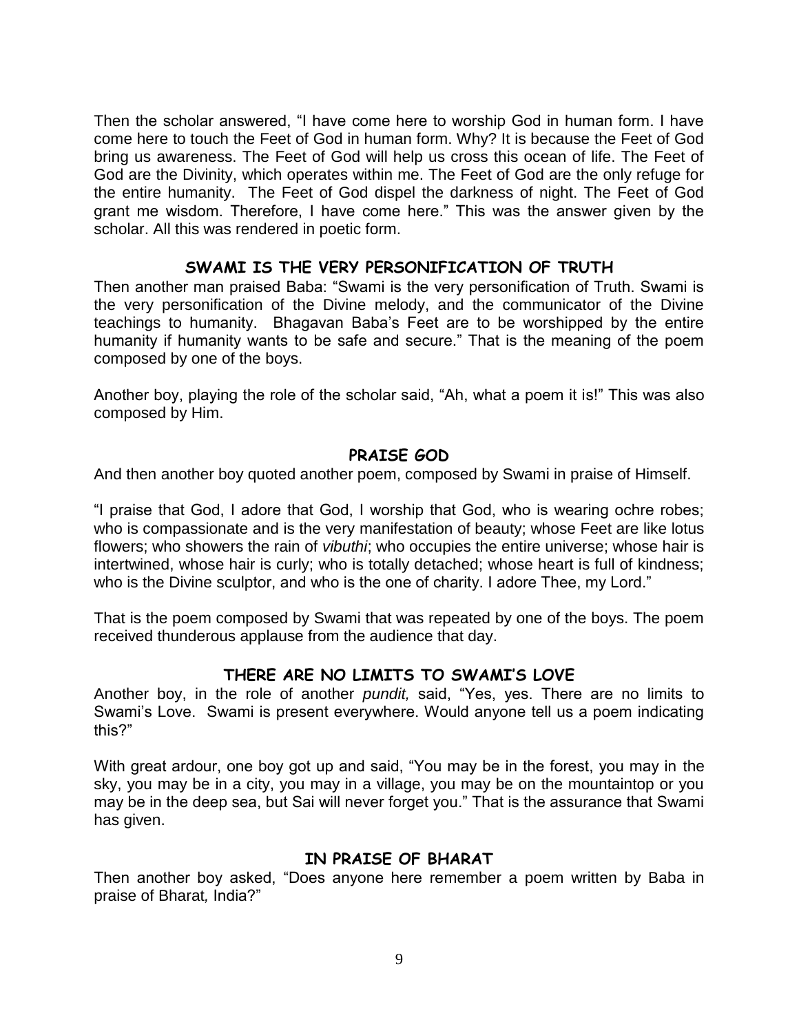Then the scholar answered, "I have come here to worship God in human form. I have come here to touch the Feet of God in human form. Why? It is because the Feet of God bring us awareness. The Feet of God will help us cross this ocean of life. The Feet of God are the Divinity, which operates within me. The Feet of God are the only refuge for the entire humanity. The Feet of God dispel the darkness of night. The Feet of God grant me wisdom. Therefore, I have come here." This was the answer given by the scholar. All this was rendered in poetic form.

## SWAMI IS THE VERY PERSONIFICATION OF TRUTH

Then another man praised Baba: "Swami is the very personification of Truth. Swami is the very personification of the Divine melody, and the communicator of the Divine teachings to humanity. Bhagavan Baba's Feet are to be worshipped by the entire humanity if humanity wants to be safe and secure." That is the meaning of the poem composed by one of the boys.

Another boy, playing the role of the scholar said, "Ah, what a poem it is!" This was also composed by Him.

## PRAISE GOD

And then another boy quoted another poem, composed by Swami in praise of Himself.

"I praise that God, I adore that God, I worship that God, who is wearing ochre robes; who is compassionate and is the very manifestation of beauty; whose Feet are like lotus flowers; who showers the rain of *vibuthi*; who occupies the entire universe; whose hair is intertwined, whose hair is curly; who is totally detached; whose heart is full of kindness; who is the Divine sculptor, and who is the one of charity. I adore Thee, my Lord."

That is the poem composed by Swami that was repeated by one of the boys. The poem received thunderous applause from the audience that day.

## THERE ARE NO LIMITS TO SWAMI'S LOVE

Another boy, in the role of another *pundit,* said, "Yes, yes. There are no limits to Swami's Love. Swami is present everywhere. Would anyone tell us a poem indicating this?"

With great ardour, one boy got up and said, "You may be in the forest, you may in the sky, you may be in a city, you may in a village, you may be on the mountaintop or you may be in the deep sea, but Sai will never forget you." That is the assurance that Swami has given.

## IN PRAISE OF BHARAT

Then another boy asked, "Does anyone here remember a poem written by Baba in praise of Bharat*,* India?"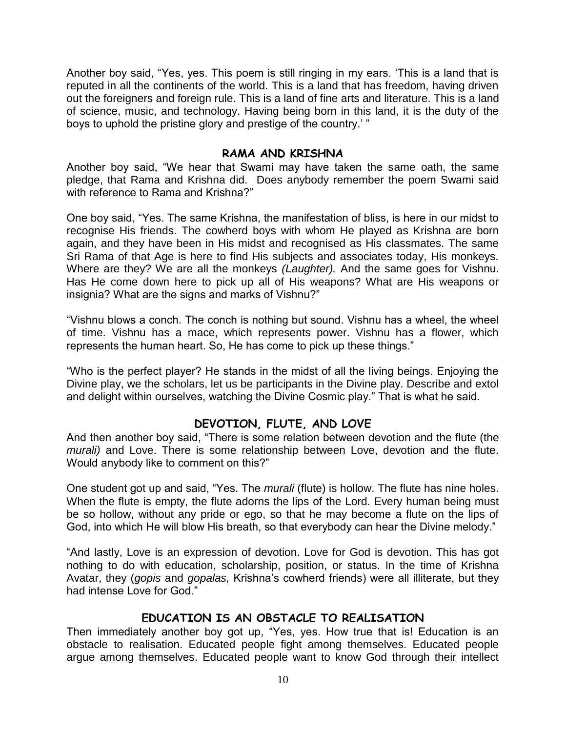Another boy said, "Yes, yes. This poem is still ringing in my ears. 'This is a land that is reputed in all the continents of the world. This is a land that has freedom, having driven out the foreigners and foreign rule. This is a land of fine arts and literature. This is a land of science, music, and technology. Having being born in this land, it is the duty of the boys to uphold the pristine glory and prestige of the country.' "

## RAMA AND KRISHNA

Another boy said, "We hear that Swami may have taken the same oath, the same pledge, that Rama and Krishna did. Does anybody remember the poem Swami said with reference to Rama and Krishna?"

One boy said, "Yes. The same Krishna, the manifestation of bliss, is here in our midst to recognise His friends. The cowherd boys with whom He played as Krishna are born again, and they have been in His midst and recognised as His classmates. The same Sri Rama of that Age is here to find His subjects and associates today, His monkeys. Where are they? We are all the monkeys *(Laughter).* And the same goes for Vishnu. Has He come down here to pick up all of His weapons? What are His weapons or insignia? What are the signs and marks of Vishnu?"

"Vishnu blows a conch. The conch is nothing but sound. Vishnu has a wheel, the wheel of time. Vishnu has a mace, which represents power. Vishnu has a flower, which represents the human heart. So, He has come to pick up these things."

"Who is the perfect player? He stands in the midst of all the living beings. Enjoying the Divine play, we the scholars, let us be participants in the Divine play. Describe and extol and delight within ourselves, watching the Divine Cosmic play." That is what he said.

## DEVOTION, FLUTE, AND LOVE

And then another boy said, "There is some relation between devotion and the flute (the *murali)* and Love. There is some relationship between Love, devotion and the flute. Would anybody like to comment on this?"

One student got up and said, "Yes. The *murali* (flute) is hollow. The flute has nine holes. When the flute is empty, the flute adorns the lips of the Lord. Every human being must be so hollow, without any pride or ego, so that he may become a flute on the lips of God, into which He will blow His breath, so that everybody can hear the Divine melody."

"And lastly, Love is an expression of devotion. Love for God is devotion. This has got nothing to do with education, scholarship, position, or status. In the time of Krishna Avatar, they (*gopis* and *gopalas,* Krishna's cowherd friends) were all illiterate, but they had intense Love for God."

## EDUCATION IS AN OBSTACLE TO REALISATION

Then immediately another boy got up, "Yes, yes. How true that is! Education is an obstacle to realisation. Educated people fight among themselves. Educated people argue among themselves. Educated people want to know God through their intellect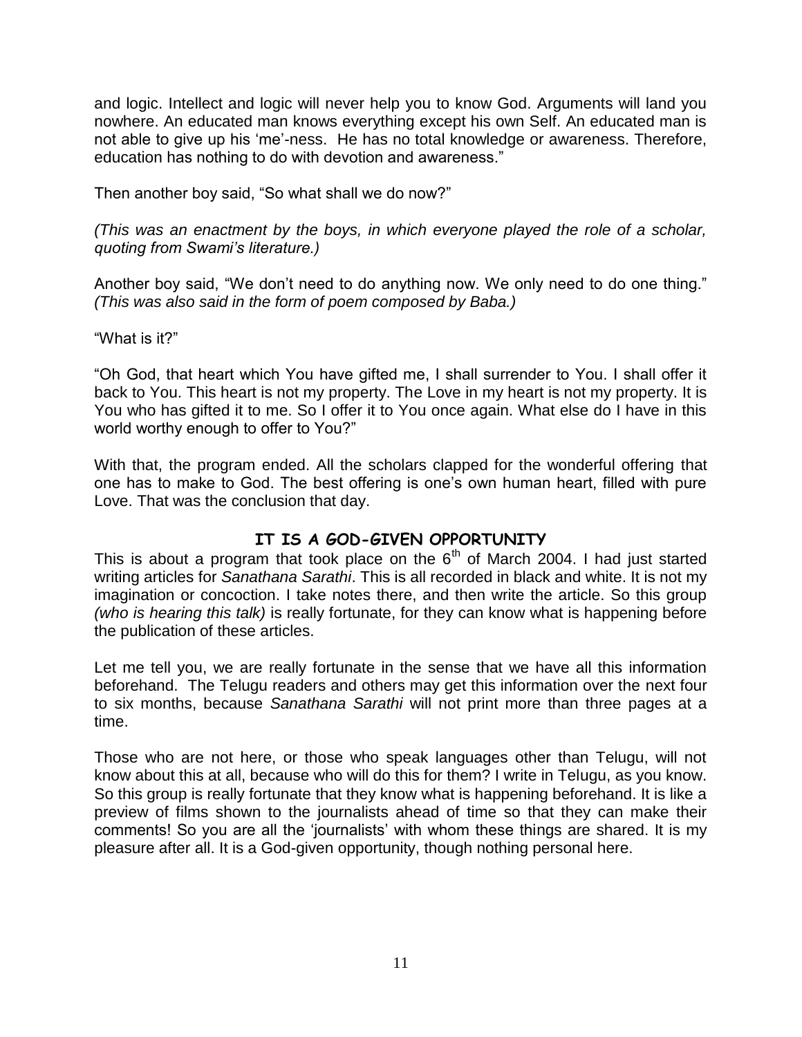and logic. Intellect and logic will never help you to know God. Arguments will land you nowhere. An educated man knows everything except his own Self. An educated man is not able to give up his 'me'-ness. He has no total knowledge or awareness. Therefore, education has nothing to do with devotion and awareness."

Then another boy said, "So what shall we do now?"

*(This was an enactment by the boys, in which everyone played the role of a scholar, quoting from Swami's literature.)*

Another boy said, "We don't need to do anything now. We only need to do one thing." *(This was also said in the form of poem composed by Baba.)*

"What is it?"

"Oh God, that heart which You have gifted me, I shall surrender to You. I shall offer it back to You. This heart is not my property. The Love in my heart is not my property. It is You who has gifted it to me. So I offer it to You once again. What else do I have in this world worthy enough to offer to You?"

With that, the program ended. All the scholars clapped for the wonderful offering that one has to make to God. The best offering is one's own human heart, filled with pure Love. That was the conclusion that day.

## IT IS A GOD-GIVEN OPPORTUNITY

This is about a program that took place on the 6th of March 2004. I had just started writing articles for *Sanathana Sarathi*. This is all recorded in black and white. It is not my imagination or concoction. I take notes there, and then write the article. So this group *(who is hearing this talk)* is really fortunate, for they can know what is happening before the publication of these articles.

Let me tell you, we are really fortunate in the sense that we have all this information beforehand. The Telugu readers and others may get this information over the next four to six months, because *Sanathana Sarathi* will not print more than three pages at a time.

Those who are not here, or those who speak languages other than Telugu, will not know about this at all, because who will do this for them? I write in Telugu, as you know. So this group is really fortunate that they know what is happening beforehand. It is like a preview of films shown to the journalists ahead of time so that they can make their comments! So you are all the 'journalists' with whom these things are shared. It is my pleasure after all. It is a God-given opportunity, though nothing personal here.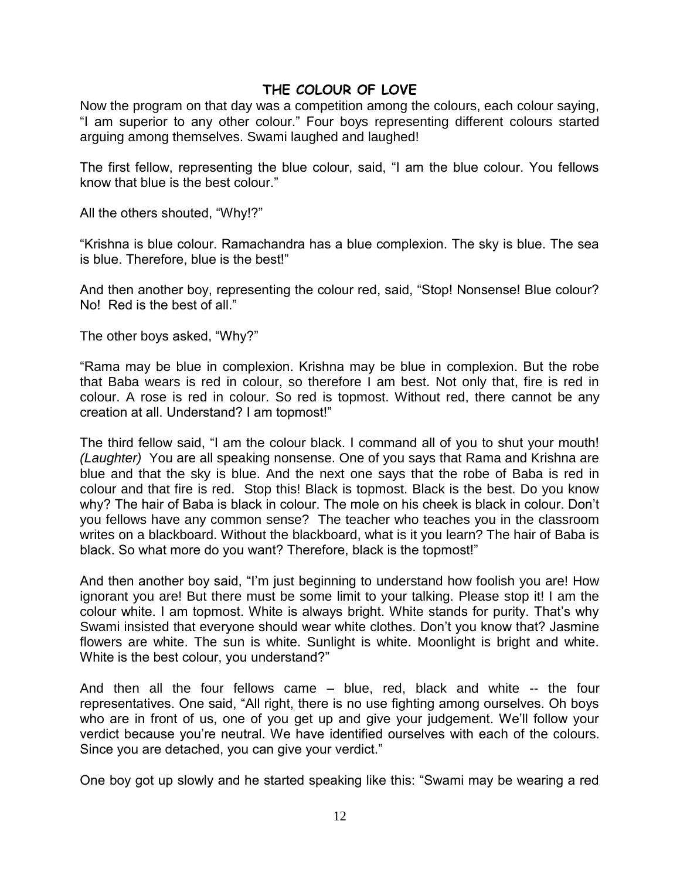## THE COLOUR OF LOVE

Now the program on that day was a competition among the colours, each colour saying, “I am superior to any other colour.” Four boys representing different colours started arguing among themselves. Swami laughed and laughed!

The first fellow, representing the blue colour, said, “I am the blue colour. You fellows know that blue is the best colour.”

All the others shouted, “Why!?”

“Krishna is blue colour. Ramachandra has a blue complexion. The sky is blue. The sea is blue. Therefore, blue is the best!”

And then another boy, representing the colour red, said, “Stop! Nonsense! Blue colour? No! Red is the best of all.”

The other boys asked, “Why?”

“Rama may be blue in complexion. Krishna may be blue in complexion. But the robe that Baba wears is red in colour, so therefore I am best. Not only that, fire is red in colour. A rose is red in colour. So red is topmost. Without red, there cannot be any creation at all. Understand? I am topmost!”

The third fellow said, “I am the colour black. I command all of you to shut your mouth! *(Laughter)* You are all speaking nonsense. One of you says that Rama and Krishna are blue and that the sky is blue. And the next one says that the robe of Baba is red in colour and that fire is red. Stop this! Black is topmost. Black is the best. Do you know why? The hair of Baba is black in colour. The mole on his cheek is black in colour. Don’t you fellows have any common sense? The teacher who teaches you in the classroom writes on a blackboard. Without the blackboard, what is it you learn? The hair of Baba is black. So what more do you want? Therefore, black is the topmost!”

And then another boy said, “I’m just beginning to understand how foolish you are! How ignorant you are! But there must be some limit to your talking. Please stop it! I am the colour white. I am topmost. White is always bright. White stands for purity. That’s why Swami insisted that everyone should wear white clothes. Don’t you know that? Jasmine flowers are white. The sun is white. Sunlight is white. Moonlight is bright and white. White is the best colour, you understand?”

And then all the four fellows came – blue, red, black and white -- the four representatives. One said, “All right, there is no use fighting among ourselves. Oh boys who are in front of us, one of you get up and give your judgement. We’ll follow your verdict because you’re neutral. We have identified ourselves with each of the colours. Since you are detached, you can give your verdict.”

One boy got up slowly and he started speaking like this: “Swami may be wearing a red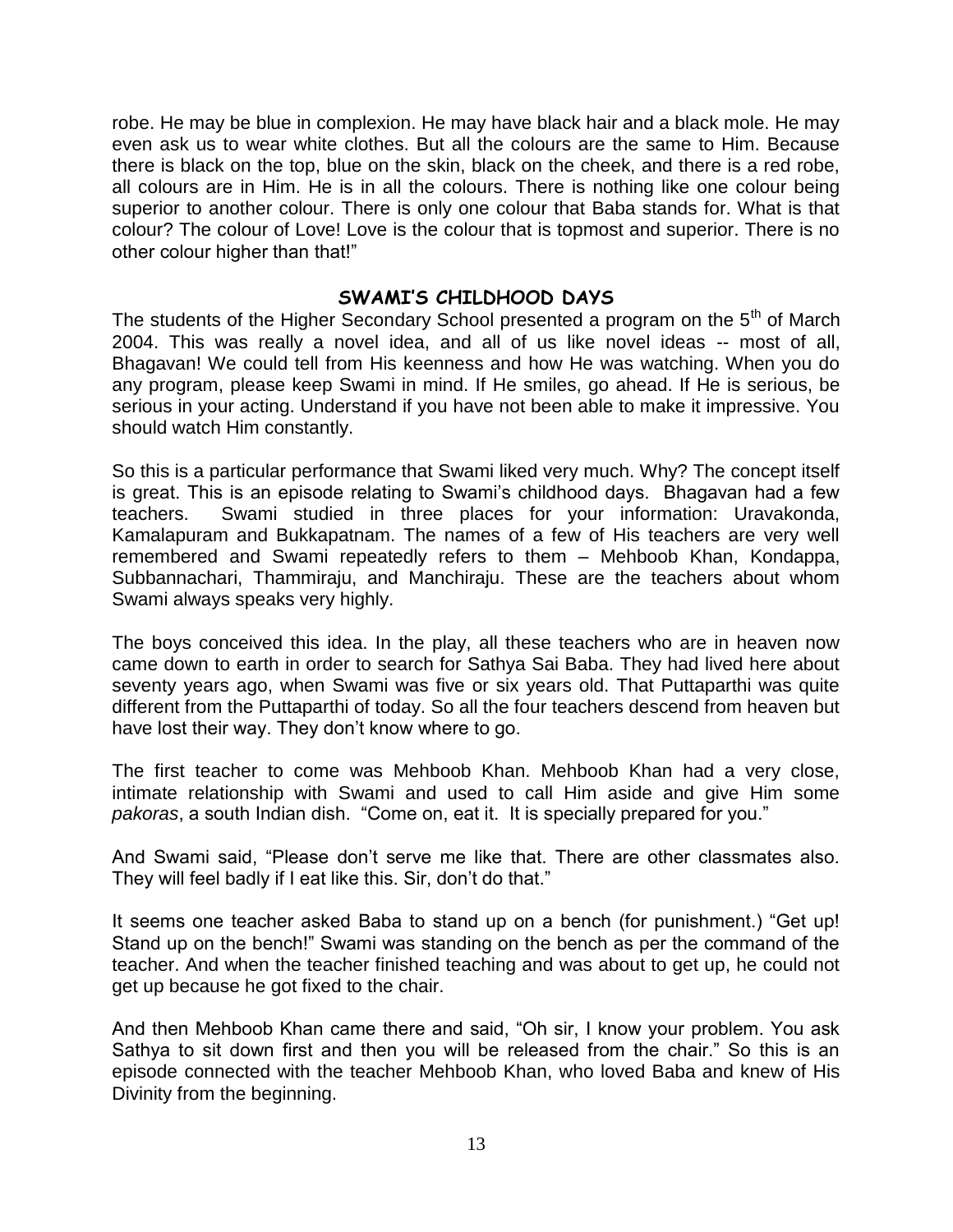robe. He may be blue in complexion. He may have black hair and a black mole. He may even ask us to wear white clothes. But all the colours are the same to Him. Because there is black on the top, blue on the skin, black on the cheek, and there is a red robe, all colours are in Him. He is in all the colours. There is nothing like one colour being superior to another colour. There is only one colour that Baba stands for. What is that colour? The colour of Love! Love is the colour that is topmost and superior. There is no other colour higher than that!"

## SWAMI'S CHILDHOOD DAYS

The students of the Higher Secondary School presented a program on the 5th of March 2004. This was really a novel idea, and all of us like novel ideas -- most of all, Bhagavan! We could tell from His keenness and how He was watching. When you do any program, please keep Swami in mind. If He smiles, go ahead. If He is serious, be serious in your acting. Understand if you have not been able to make it impressive. You should watch Him constantly.

So this is a particular performance that Swami liked very much. Why? The concept itself is great. This is an episode relating to Swami's childhood days. Bhagavan had a few teachers. Swami studied in three places for your information: Uravakonda, Kamalapuram and Bukkapatnam. The names of a few of His teachers are very well remembered and Swami repeatedly refers to them – Mehboob Khan, Kondappa, Subbannachari, Thammiraju, and Manchiraju. These are the teachers about whom Swami always speaks very highly.

The boys conceived this idea. In the play, all these teachers who are in heaven now came down to earth in order to search for Sathya Sai Baba. They had lived here about seventy years ago, when Swami was five or six years old. That Puttaparthi was quite different from the Puttaparthi of today. So all the four teachers descend from heaven but have lost their way. They don't know where to go.

The first teacher to come was Mehboob Khan. Mehboob Khan had a very close, intimate relationship with Swami and used to call Him aside and give Him some *pakoras*, a south Indian dish. "Come on, eat it. It is specially prepared for you."

And Swami said, "Please don't serve me like that. There are other classmates also. They will feel badly if I eat like this. Sir, don't do that."

It seems one teacher asked Baba to stand up on a bench (for punishment.) "Get up! Stand up on the bench!" Swami was standing on the bench as per the command of the teacher. And when the teacher finished teaching and was about to get up, he could not get up because he got fixed to the chair.

And then Mehboob Khan came there and said, "Oh sir, I know your problem. You ask Sathya to sit down first and then you will be released from the chair." So this is an episode connected with the teacher Mehboob Khan, who loved Baba and knew of His Divinity from the beginning.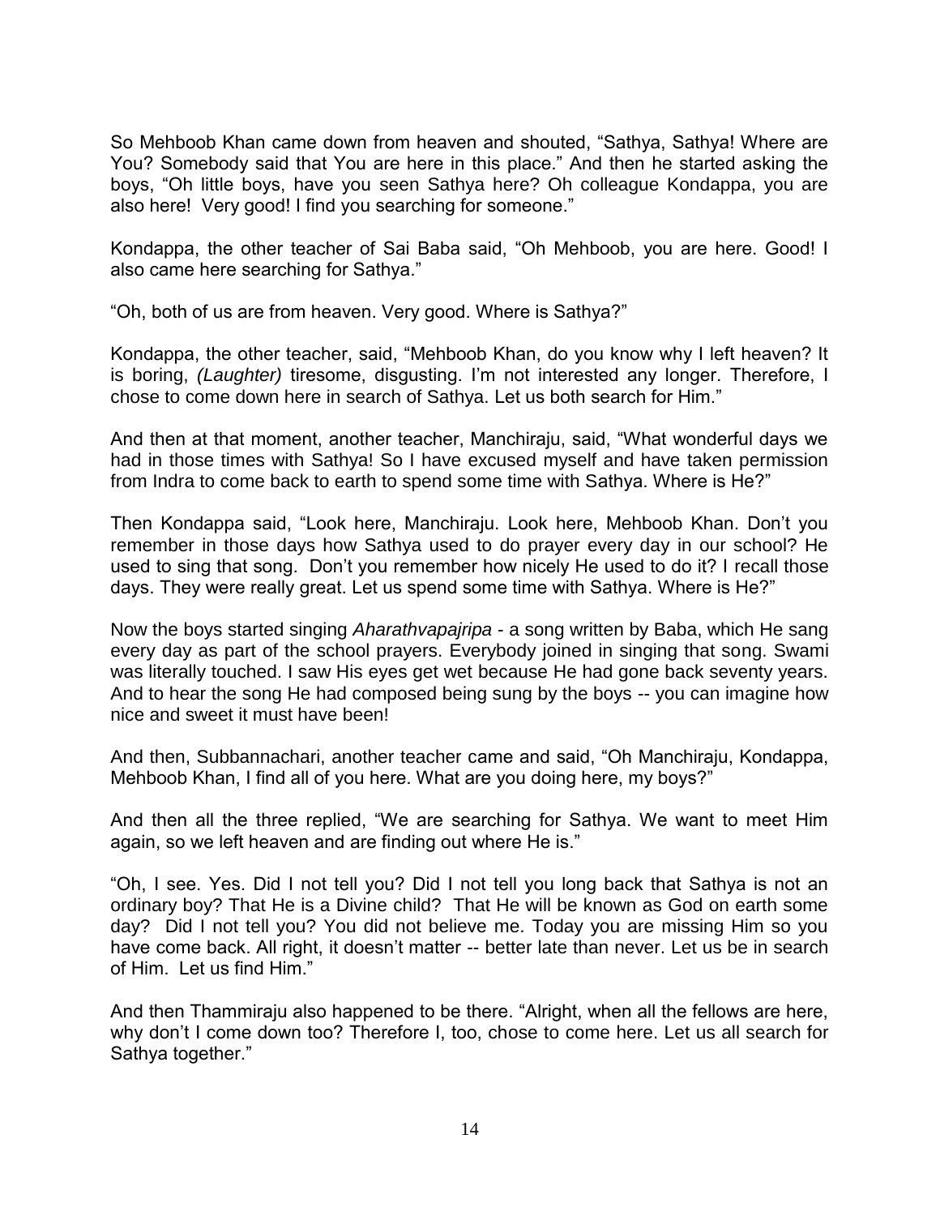So Mehboob Khan came down from heaven and shouted, "Sathya, Sathya! Where are You? Somebody said that You are here in this place." And then he started asking the boys, "Oh little boys, have you seen Sathya here? Oh colleague Kondappa, you are also here! Very good! I find you searching for someone."

Kondappa, the other teacher of Sai Baba said, "Oh Mehboob, you are here. Good! I also came here searching for Sathya."

"Oh, both of us are from heaven. Very good. Where is Sathya?"

Kondappa, the other teacher, said, "Mehboob Khan, do you know why I left heaven? It is boring, *(Laughter)* tiresome, disgusting. I'm not interested any longer. Therefore, I chose to come down here in search of Sathya. Let us both search for Him."

And then at that moment, another teacher, Manchiraju, said, "What wonderful days we had in those times with Sathya! So I have excused myself and have taken permission from Indra to come back to earth to spend some time with Sathya. Where is He?"

Then Kondappa said, "Look here, Manchiraju. Look here, Mehboob Khan. Don't you remember in those days how Sathya used to do prayer every day in our school? He used to sing that song. Don't you remember how nicely He used to do it? I recall those days. They were really great. Let us spend some time with Sathya. Where is He?"

Now the boys started singing *Aharathvapajripa* - a song written by Baba, which He sang every day as part of the school prayers. Everybody joined in singing that song. Swami was literally touched. I saw His eyes get wet because He had gone back seventy years. And to hear the song He had composed being sung by the boys -- you can imagine how nice and sweet it must have been!

And then, Subbannachari, another teacher came and said, "Oh Manchiraju, Kondappa, Mehboob Khan, I find all of you here. What are you doing here, my boys?"

And then all the three replied, "We are searching for Sathya. We want to meet Him again, so we left heaven and are finding out where He is."

"Oh, I see. Yes. Did I not tell you? Did I not tell you long back that Sathya is not an ordinary boy? That He is a Divine child? That He will be known as God on earth some day? Did I not tell you? You did not believe me. Today you are missing Him so you have come back. All right, it doesn't matter -- better late than never. Let us be in search of Him. Let us find Him."

And then Thammiraju also happened to be there. "Alright, when all the fellows are here, why don't I come down too? Therefore I, too, chose to come here. Let us all search for Sathya together."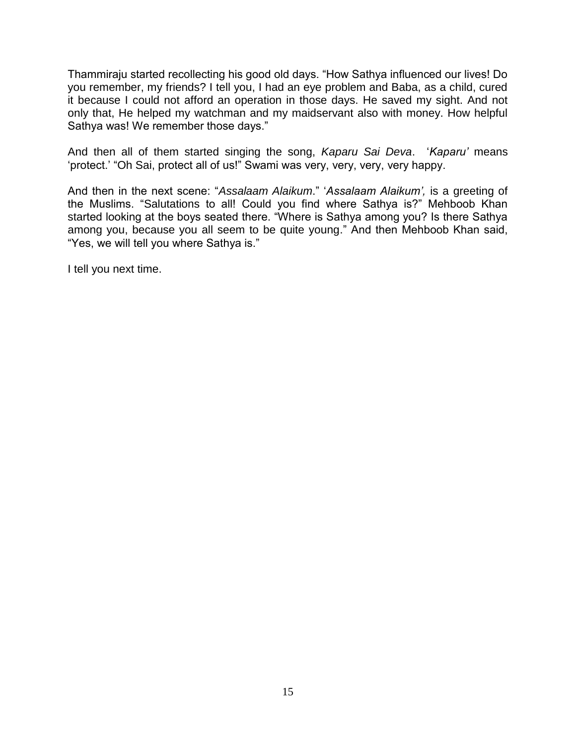Thammiraju started recollecting his good old days. "How Sathya influenced our lives! Do you remember, my friends? I tell you, I had an eye problem and Baba, as a child, cured it because I could not afford an operation in those days. He saved my sight. And not only that, He helped my watchman and my maidservant also with money. How helpful Sathya was! We remember those days."

And then all of them started singing the song, *Kaparu Sai Deva*. '*Kaparu'* means 'protect.' "Oh Sai, protect all of us!" Swami was very, very, very, very happy.

And then in the next scene: "*Assalaam Alaikum*." '*Assalaam Alaikum',* is a greeting of the Muslims. "Salutations to all! Could you find where Sathya is?" Mehboob Khan started looking at the boys seated there. "Where is Sathya among you? Is there Sathya among you, because you all seem to be quite young." And then Mehboob Khan said, "Yes, we will tell you where Sathya is."

I tell you next time.